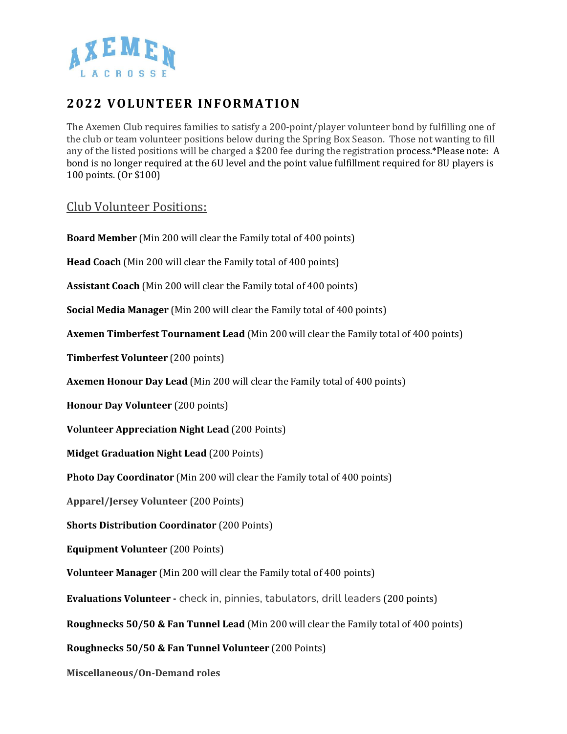AXEMEN LACROSSE

## 2022 VOLUNTEER INFORMATION

The Axemen Club requires families to satisfy a 200-point/player volunteer bond by fulfilling one of the club or team volunteer positions below during the Spring Box Season. Those not wanting to fill any of the listed positions will be charged a $200 fee during the registration process.*Please note: A bond is no longer required at the 6U level and the point value fulfillment required for 8U players is 100 points. (Or $100)

### Club Volunteer Positions:

**Board Member** (Min 200 will clear the Family total of 400 points)

**Head Coach** (Min 200 will clear the Family total of 400 points)

**Assistant Coach** (Min 200 will clear the Family total of 400 points)

**Social Media Manager** (Min 200 will clear the Family total of 400 points)

**Axemen Timberfest Tournament Lead** (Min 200 will clear the Family total of 400 points)

**Timberfest Volunteer** (200 points)

**Axemen Honour Day Lead** (Min 200 will clear the Family total of 400 points)

**Honour Day Volunteer** (200 points)

**Volunteer Appreciation Night Lead** (200 Points)

**Midget Graduation Night Lead** (200 Points)

**Photo Day Coordinator** (Min 200 will clear the Family total of 400 points)

**Apparel/Jersey Volunteer** (200 Points)

**Shorts Distribution Coordinator** (200 Points)

**Equipment Volunteer** (200 Points)

**Volunteer Manager** (Min 200 will clear the Family total of 400 points)

**Evaluations Volunteer -** check in, pinnies, tabulators, drill leaders (200 points)

**Roughnecks 50/50 & Fan Tunnel Lead** (Min 200 will clear the Family total of 400 points)

**Roughnecks 50/50 & Fan Tunnel Volunteer** (200 Points)

**Miscellaneous/On-Demand roles**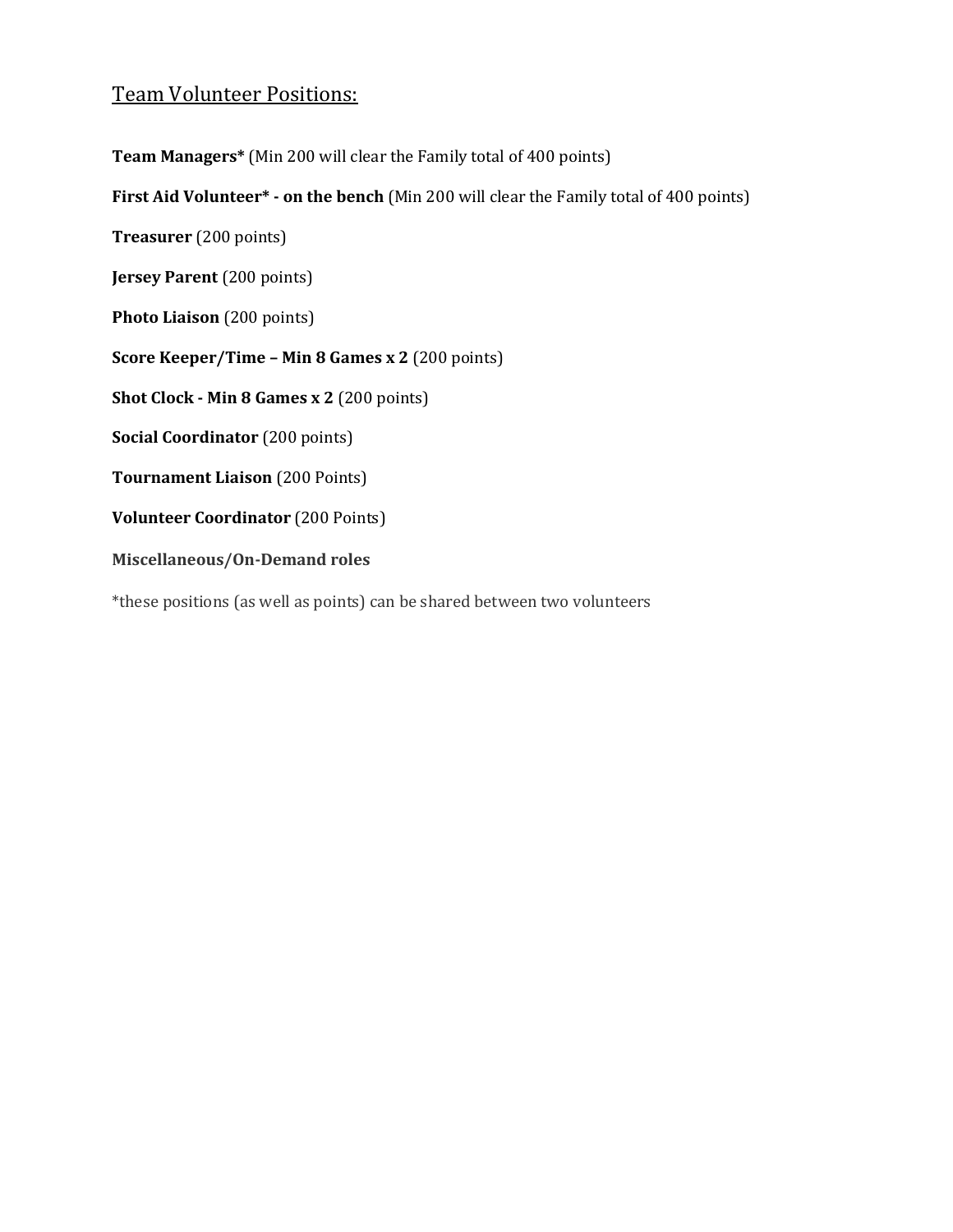## Team Volunteer Positions:

**Team Managers*** (Min 200 will clear the Family total of 400 points)

**First Aid Volunteer* - on the bench** (Min 200 will clear the Family total of 400 points)

**Treasurer** (200 points)

**Jersey Parent** (200 points)

**Photo Liaison** (200 points)

**Score Keeper/Time – Min 8 Games x 2** (200 points)

**Shot Clock - Min 8 Games x 2** (200 points)

**Social Coordinator** (200 points)

**Tournament Liaison** (200 Points)

**Volunteer Coordinator** (200 Points)

**Miscellaneous/On-Demand roles**

*these positions (as well as points) can be shared between two volunteers